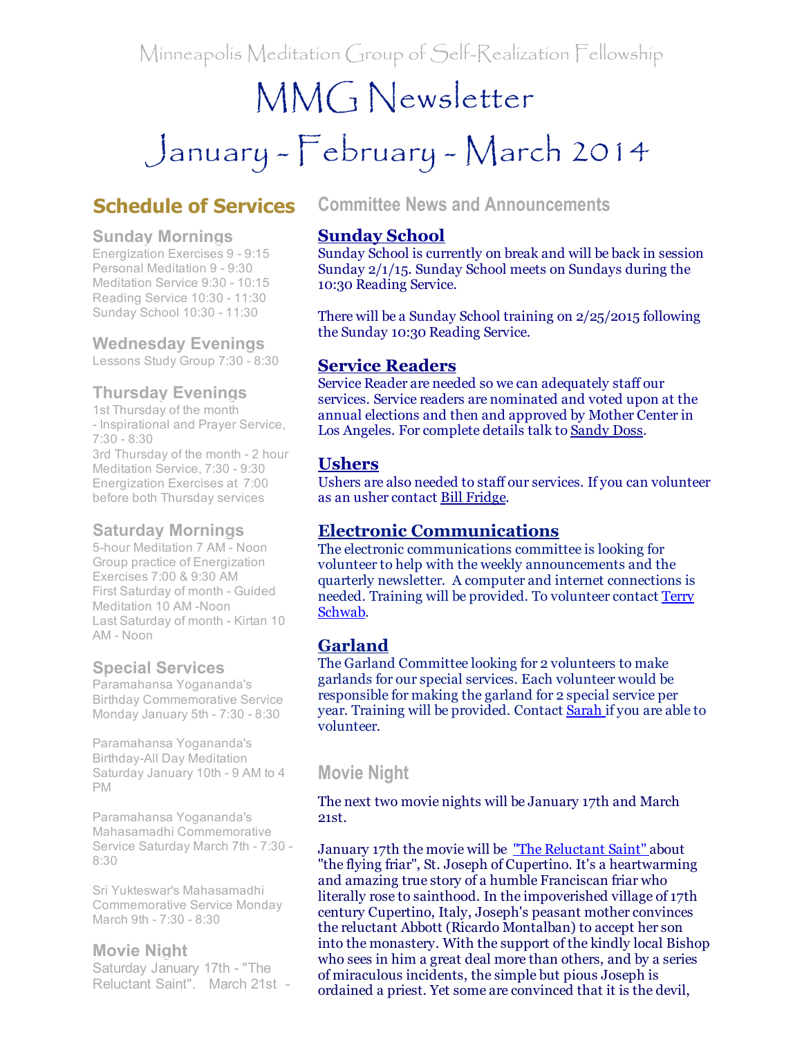Minneapolis Meditation Group of Self-Realization Fellowship

# MMG Newsletter

# January - February - March 2014

## Schedule of Services

### Sunday Mornings

Energization Exercises 9 - 9:15
Personal Meditation 9 - 9:30
Meditation Service 9:30 - 10:15
Reading Service 10:30 - 11:30
Sunday School 10:30 - 11:30

### Wednesday Evenings

Lessons Study Group 7:30 - 8:30

### Thursday Evenings

1st Thursday of the month - Inspirational and Prayer Service, 7:30 - 8:30
3rd Thursday of the month - 2 hour Meditation Service, 7:30 - 9:30
Energization Exercises at 7:00 before both Thursday services

### Saturday Mornings

5-hour Meditation 7 AM - Noon
Group practice of Energization Exercises 7:00 & 9:30 AM
First Saturday of month - Guided Meditation 10 AM -Noon
Last Saturday of month - Kirtan 10 AM - Noon

### Special Services

Paramahansa Yogananda's Birthday Commemorative Service Monday January 5th - 7:30 - 8:30

Paramahansa Yogananda's Birthday-All Day Meditation Saturday January 10th - 9 AM to 4 PM

Paramahansa Yogananda's Mahasamadhi Commemorative Service Saturday March 7th - 7:30 - 8:30

Sri Yukteswar's Mahasamadhi Commemorative Service Monday March 9th - 7:30 - 8:30

### Movie Night

Saturday January 17th - "The Reluctant Saint". March 21st -

## Committee News and Announcements

### Sunday School

Sunday School is currently on break and will be back in session Sunday 2/1/15. Sunday School meets on Sundays during the 10:30 Reading Service.

There will be a Sunday School training on 2/25/2015 following the Sunday 10:30 Reading Service.

### Service Readers

Service Reader are needed so we can adequately staff our services. Service readers are nominated and voted upon at the annual elections and then and approved by Mother Center in Los Angeles. For complete details talk to Sandy Doss.

### Ushers

Ushers are also needed to staff our services. If you can volunteer as an usher contact Bill Fridge.

### Electronic Communications

The electronic communications committee is looking for volunteer to help with the weekly announcements and the quarterly newsletter. A computer and internet connections is needed. Training will be provided. To volunteer contact Terry Schwab.

### Garland

The Garland Committee looking for 2 volunteers to make garlands for our special services. Each volunteer would be responsible for making the garland for 2 special service per year. Training will be provided. Contact Sarah if you are able to volunteer.

## Movie Night

The next two movie nights will be January 17th and March 21st.

January 17th the movie will be "The Reluctant Saint" about "the flying friar", St. Joseph of Cupertino. It's a heartwarming and amazing true story of a humble Franciscan friar who literally rose to sainthood. In the impoverished village of 17th century Cupertino, Italy, Joseph's peasant mother convinces the reluctant Abbott (Ricardo Montalban) to accept her son into the monastery. With the support of the kindly local Bishop who sees in him a great deal more than others, and by a series of miraculous incidents, the simple but pious Joseph is ordained a priest. Yet some are convinced that it is the devil,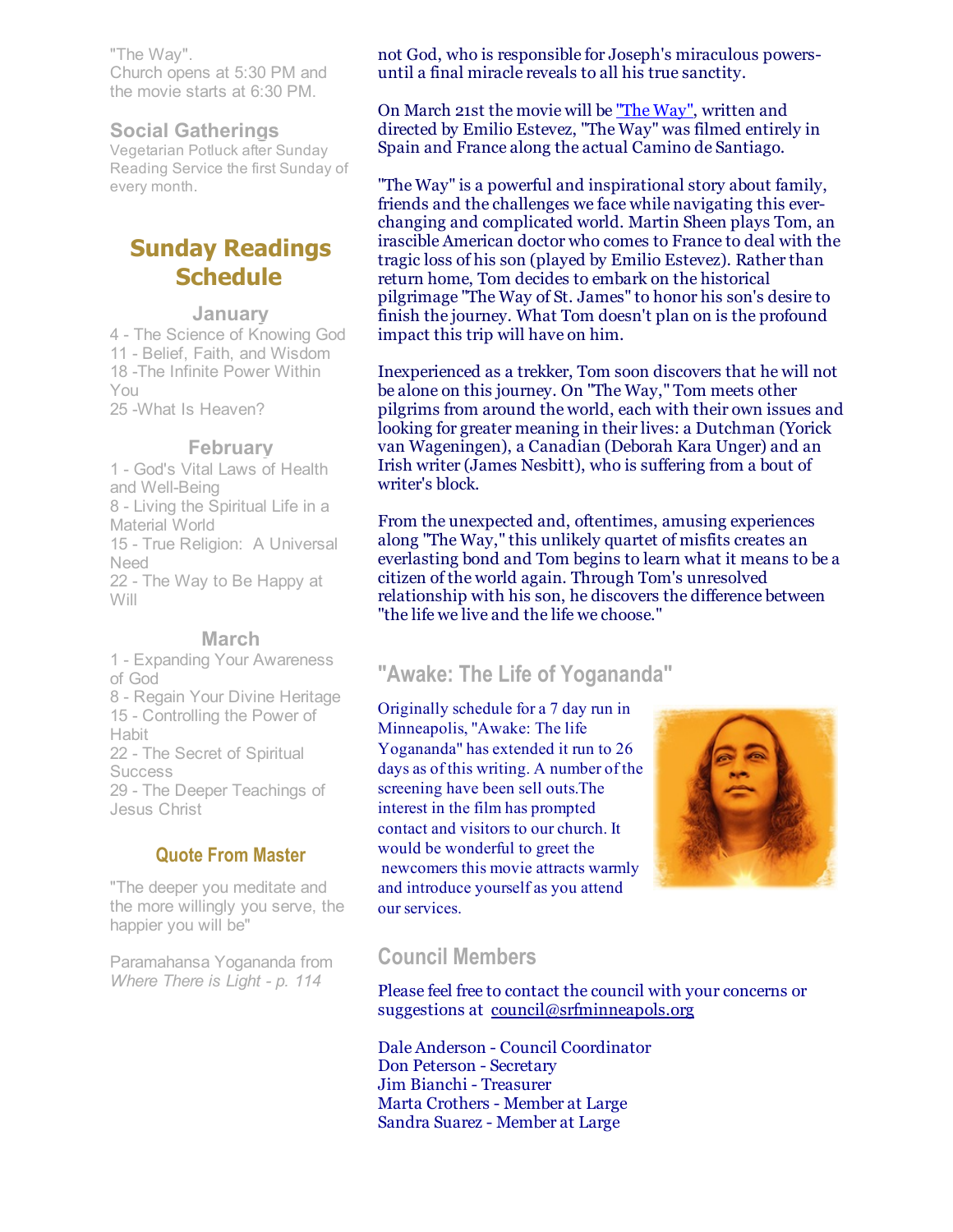"The Way".
Church opens at 5:30 PM and the movie starts at 6:30 PM.

### Social Gatherings

Vegetarian Potluck after Sunday Reading Service the first Sunday of every month.

## Sunday Readings Schedule

### January

4 - The Science of Knowing God
11 - Belief, Faith, and Wisdom
18 -The Infinite Power Within You
25 -What Is Heaven?

### February

1 - God's Vital Laws of Health and Well-Being
8 - Living the Spiritual Life in a Material World
15 - True Religion: A Universal Need
22 - The Way to Be Happy at Will

### March

1 - Expanding Your Awareness of God
8 - Regain Your Divine Heritage
15 - Controlling the Power of Habit
22 - The Secret of Spiritual Success
29 - The Deeper Teachings of Jesus Christ

### Quote From Master

"The deeper you meditate and the more willingly you serve, the happier you will be"

Paramahansa Yogananda from *Where There is Light - p. 114*

not God, who is responsible for Joseph's miraculous powers- until a final miracle reveals to all his true sanctity.

On March 21st the movie will be "The Way", written and directed by Emilio Estevez, "The Way" was filmed entirely in Spain and France along the actual Camino de Santiago.

"The Way" is a powerful and inspirational story about family, friends and the challenges we face while navigating this ever-changing and complicated world. Martin Sheen plays Tom, an irascible American doctor who comes to France to deal with the tragic loss of his son (played by Emilio Estevez). Rather than return home, Tom decides to embark on the historical pilgrimage "The Way of St. James" to honor his son's desire to finish the journey. What Tom doesn't plan on is the profound impact this trip will have on him.

Inexperienced as a trekker, Tom soon discovers that he will not be alone on this journey. On "The Way," Tom meets other pilgrims from around the world, each with their own issues and looking for greater meaning in their lives: a Dutchman (Yorick van Wageningen), a Canadian (Deborah Kara Unger) and an Irish writer (James Nesbitt), who is suffering from a bout of writer's block.

From the unexpected and, oftentimes, amusing experiences along "The Way," this unlikely quartet of misfits creates an everlasting bond and Tom begins to learn what it means to be a citizen of the world again. Through Tom's unresolved relationship with his son, he discovers the difference between "the life we live and the life we choose."

## "Awake: The Life of Yogananda"

Originally schedule for a 7 day run in Minneapolis, "Awake: The life Yogananda" has extended it run to 26 days as of this writing. A number of the screening have been sell outs.The interest in the film has prompted contact and visitors to our church. It would be wonderful to greet the newcomers this movie attracts warmly and introduce yourself as you attend our services.

## Council Members

Please feel free to contact the council with your concerns or suggestions at council@srfminneapols.org

Dale Anderson - Council Coordinator
Don Peterson - Secretary
Jim Bianchi - Treasurer
Marta Crothers - Member at Large
Sandra Suarez - Member at Large